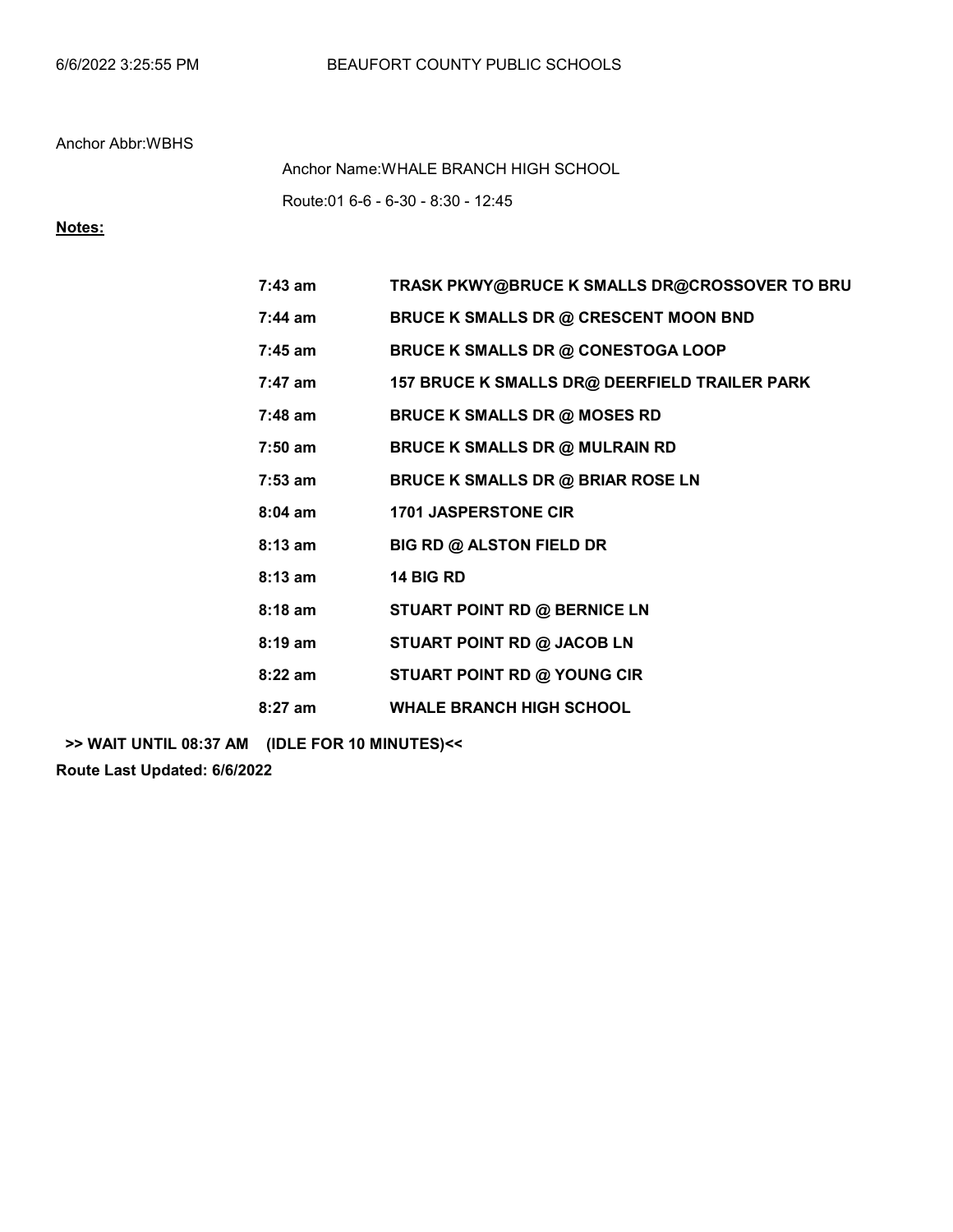6/6/2022 3:25:55 PM BEAUFORT COUNTY PUBLIC SCHOOLS

Anchor Abbr:WBHS

Anchor Name:WHALE BRANCH HIGH SCHOOL

Route:01 6-6 - 6-30 - 8:30 - 12:45

**Notes:**

| | |
|---|---|
| **7:43 am** | **TRASK PKWY@BRUCE K SMALLS DR@CROSSOVER TO BRU** |
| **7:44 am** | **BRUCE K SMALLS DR @ CRESCENT MOON BND** |
| **7:45 am** | **BRUCE K SMALLS DR @ CONESTOGA LOOP** |
| **7:47 am** | **157 BRUCE K SMALLS DR@ DEERFIELD TRAILER PARK** |
| **7:48 am** | **BRUCE K SMALLS DR @ MOSES RD** |
| **7:50 am** | **BRUCE K SMALLS DR @ MULRAIN RD** |
| **7:53 am** | **BRUCE K SMALLS DR @ BRIAR ROSE LN** |
| **8:04 am** | **1701 JASPERSTONE CIR** |
| **8:13 am** | **BIG RD @ ALSTON FIELD DR** |
| **8:13 am** | **14 BIG RD** |
| **8:18 am** | **STUART POINT RD @ BERNICE LN** |
| **8:19 am** | **STUART POINT RD @ JACOB LN** |
| **8:22 am** | **STUART POINT RD @ YOUNG CIR** |
| **8:27 am** | **WHALE BRANCH HIGH SCHOOL** |

**>> WAIT UNTIL 08:37 AM (IDLE FOR 10 MINUTES)<<**

**Route Last Updated: 6/6/2022**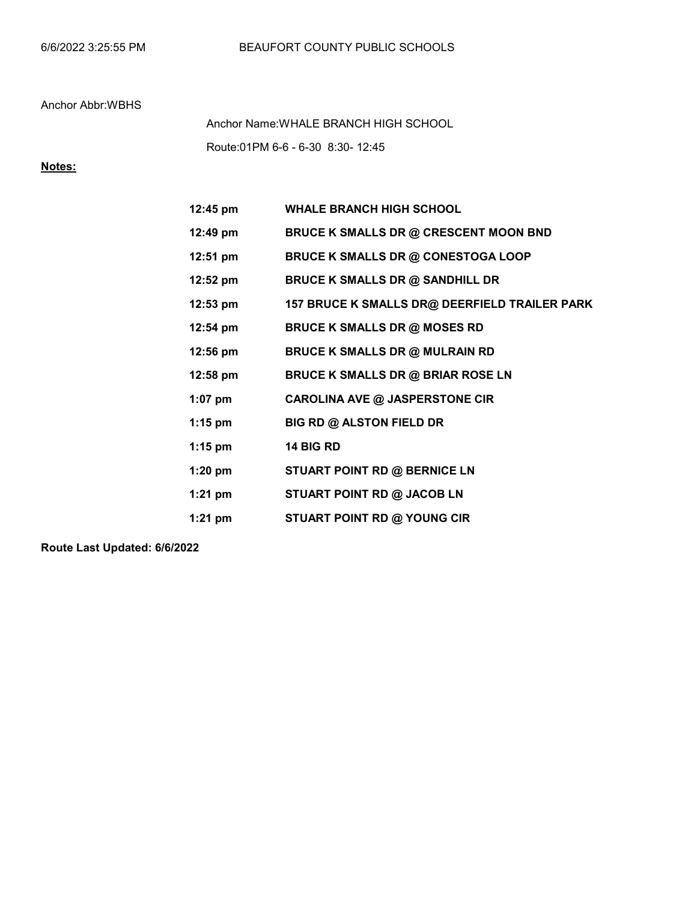Anchor Abbr:WBHS

Anchor Name:WHALE BRANCH HIGH SCHOOL

Route:01PM 6-6 - 6-30 8:30- 12:45

**Notes:**

| | |
|---|---|
| **12:45 pm** | **WHALE BRANCH HIGH SCHOOL** |
| **12:49 pm** | **BRUCE K SMALLS DR @ CRESCENT MOON BND** |
| **12:51 pm** | **BRUCE K SMALLS DR @ CONESTOGA LOOP** |
| **12:52 pm** | **BRUCE K SMALLS DR @ SANDHILL DR** |
| **12:53 pm** | **157 BRUCE K SMALLS DR@ DEERFIELD TRAILER PARK** |
| **12:54 pm** | **BRUCE K SMALLS DR @ MOSES RD** |
| **12:56 pm** | **BRUCE K SMALLS DR @ MULRAIN RD** |
| **12:58 pm** | **BRUCE K SMALLS DR @ BRIAR ROSE LN** |
| **1:07 pm** | **CAROLINA AVE @ JASPERSTONE CIR** |
| **1:15 pm** | **BIG RD @ ALSTON FIELD DR** |
| **1:15 pm** | **14 BIG RD** |
| **1:20 pm** | **STUART POINT RD @ BERNICE LN** |
| **1:21 pm** | **STUART POINT RD @ JACOB LN** |
| **1:21 pm** | **STUART POINT RD @ YOUNG CIR** |

**Route Last Updated: 6/6/2022**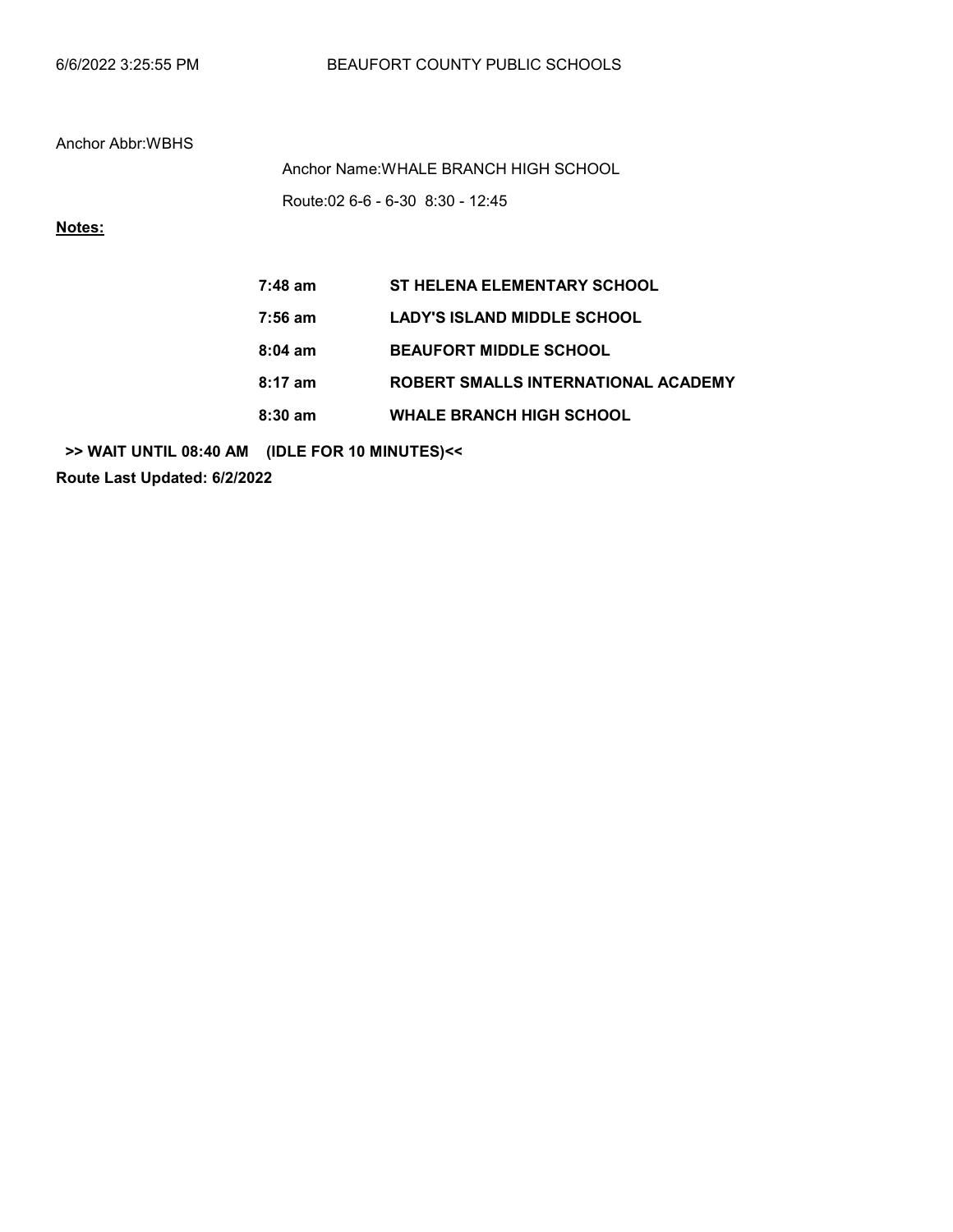Anchor Abbr:WBHS

Anchor Name:WHALE BRANCH HIGH SCHOOL

Route:02 6-6 - 6-30 8:30 - 12:45

**Notes:**

| | |
|---|---|
| **7:48 am** | **ST HELENA ELEMENTARY SCHOOL** |
| **7:56 am** | **LADY'S ISLAND MIDDLE SCHOOL** |
| **8:04 am** | **BEAUFORT MIDDLE SCHOOL** |
| **8:17 am** | **ROBERT SMALLS INTERNATIONAL ACADEMY** |
| **8:30 am** | **WHALE BRANCH HIGH SCHOOL** |

**>> WAIT UNTIL 08:40 AM (IDLE FOR 10 MINUTES)<<**

**Route Last Updated: 6/2/2022**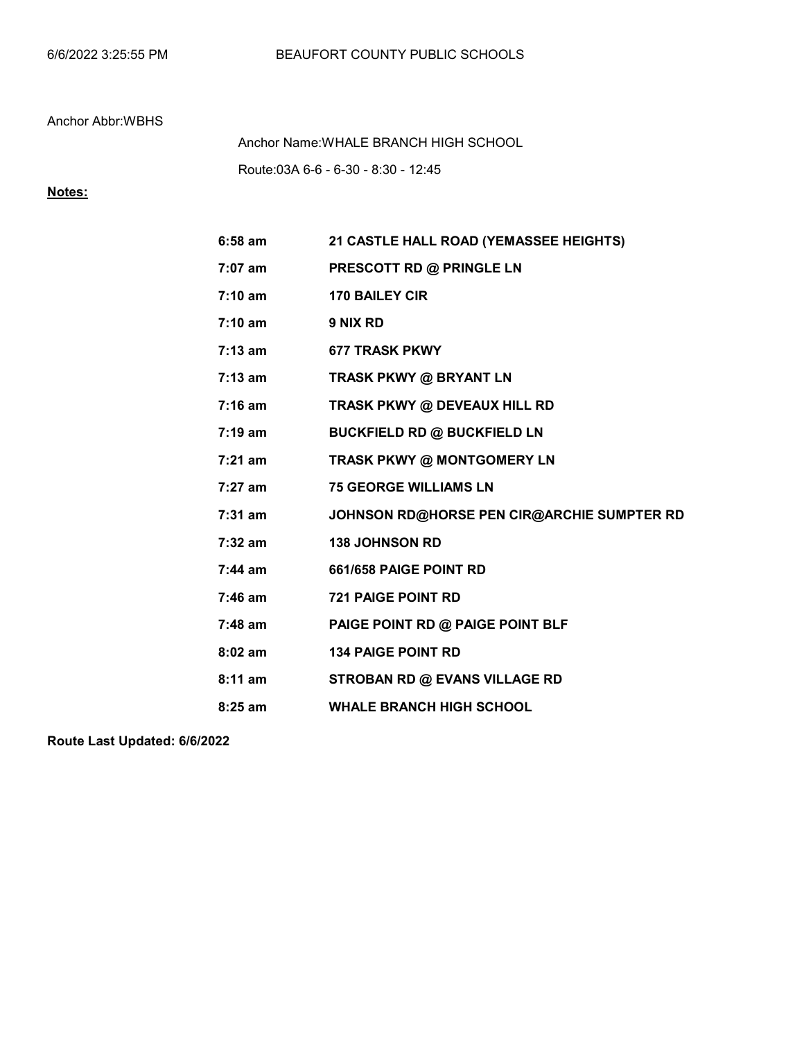Anchor Abbr:WBHS

Anchor Name:WHALE BRANCH HIGH SCHOOL

Route:03A 6-6 - 6-30 - 8:30 - 12:45

**Notes:**

| | |
|---|---|
| **6:58 am** | **21 CASTLE HALL ROAD (YEMASSEE HEIGHTS)** |
| **7:07 am** | **PRESCOTT RD @ PRINGLE LN** |
| **7:10 am** | **170 BAILEY CIR** |
| **7:10 am** | **9 NIX RD** |
| **7:13 am** | **677 TRASK PKWY** |
| **7:13 am** | **TRASK PKWY @ BRYANT LN** |
| **7:16 am** | **TRASK PKWY @ DEVEAUX HILL RD** |
| **7:19 am** | **BUCKFIELD RD @ BUCKFIELD LN** |
| **7:21 am** | **TRASK PKWY @ MONTGOMERY LN** |
| **7:27 am** | **75 GEORGE WILLIAMS LN** |
| **7:31 am** | **JOHNSON RD@HORSE PEN CIR@ARCHIE SUMPTER RD** |
| **7:32 am** | **138 JOHNSON RD** |
| **7:44 am** | **661/658 PAIGE POINT RD** |
| **7:46 am** | **721 PAIGE POINT RD** |
| **7:48 am** | **PAIGE POINT RD @ PAIGE POINT BLF** |
| **8:02 am** | **134 PAIGE POINT RD** |
| **8:11 am** | **STROBAN RD @ EVANS VILLAGE RD** |
| **8:25 am** | **WHALE BRANCH HIGH SCHOOL** |

**Route Last Updated: 6/6/2022**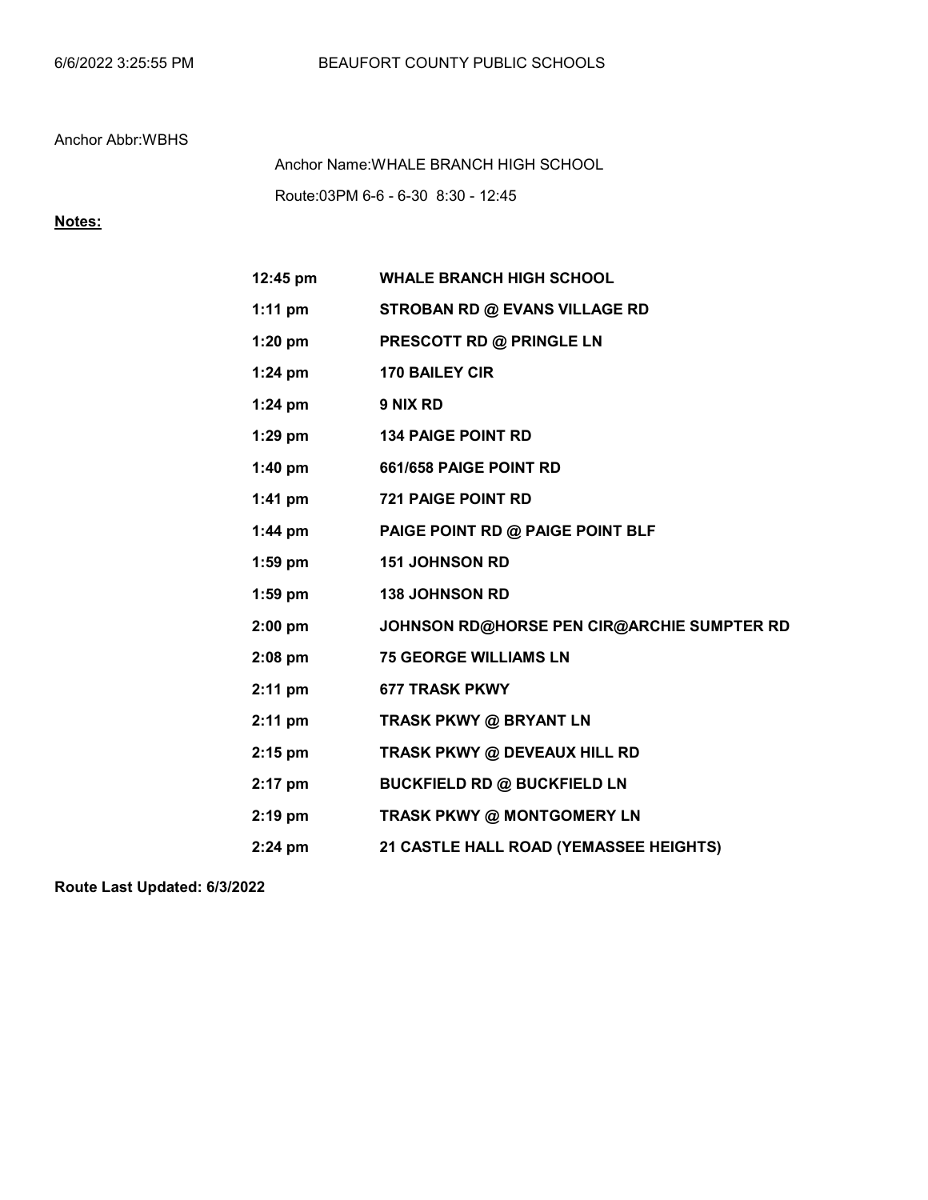Anchor Abbr:WBHS

Anchor Name:WHALE BRANCH HIGH SCHOOL

Route:03PM 6-6 - 6-30 8:30 - 12:45

**Notes:**

| | |
|---|---|
| **12:45 pm** | **WHALE BRANCH HIGH SCHOOL** |
| **1:11 pm** | **STROBAN RD @ EVANS VILLAGE RD** |
| **1:20 pm** | **PRESCOTT RD @ PRINGLE LN** |
| **1:24 pm** | **170 BAILEY CIR** |
| **1:24 pm** | **9 NIX RD** |
| **1:29 pm** | **134 PAIGE POINT RD** |
| **1:40 pm** | **661/658 PAIGE POINT RD** |
| **1:41 pm** | **721 PAIGE POINT RD** |
| **1:44 pm** | **PAIGE POINT RD @ PAIGE POINT BLF** |
| **1:59 pm** | **151 JOHNSON RD** |
| **1:59 pm** | **138 JOHNSON RD** |
| **2:00 pm** | **JOHNSON RD@HORSE PEN CIR@ARCHIE SUMPTER RD** |
| **2:08 pm** | **75 GEORGE WILLIAMS LN** |
| **2:11 pm** | **677 TRASK PKWY** |
| **2:11 pm** | **TRASK PKWY @ BRYANT LN** |
| **2:15 pm** | **TRASK PKWY @ DEVEAUX HILL RD** |
| **2:17 pm** | **BUCKFIELD RD @ BUCKFIELD LN** |
| **2:19 pm** | **TRASK PKWY @ MONTGOMERY LN** |
| **2:24 pm** | **21 CASTLE HALL ROAD (YEMASSEE HEIGHTS)** |

**Route Last Updated: 6/3/2022**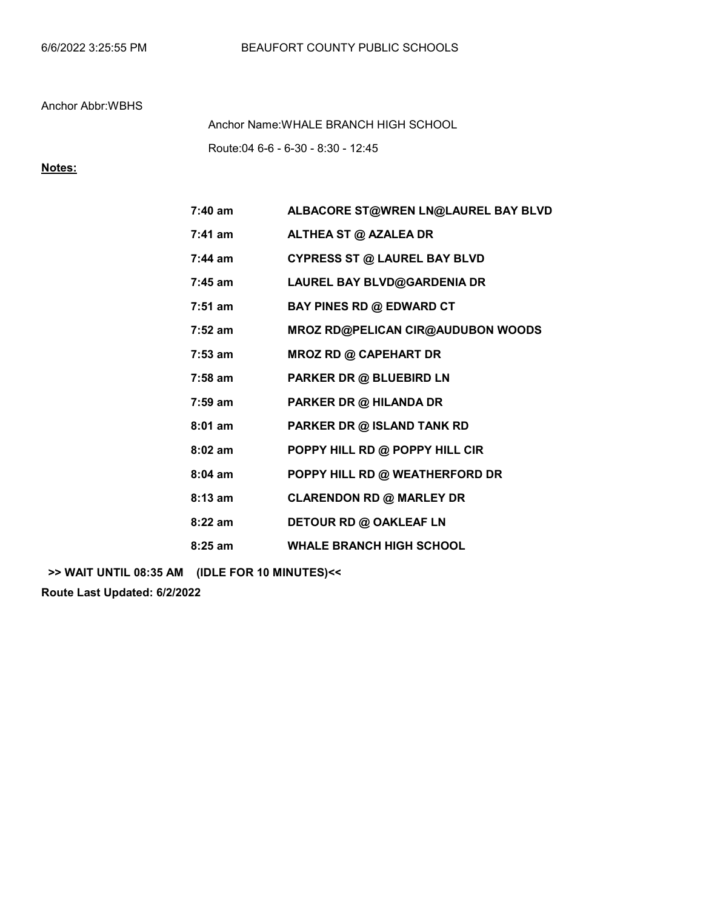BEAUFORT COUNTY PUBLIC SCHOOLS

Anchor Abbr:WBHS

Anchor Name:WHALE BRANCH HIGH SCHOOL

Route:04 6-6 - 6-30 - 8:30 - 12:45

**Notes:**

| | |
|---|---|
| **7:40 am** | **ALBACORE ST@WREN LN@LAUREL BAY BLVD** |
| **7:41 am** | **ALTHEA ST @ AZALEA DR** |
| **7:44 am** | **CYPRESS ST @ LAUREL BAY BLVD** |
| **7:45 am** | **LAUREL BAY BLVD@GARDENIA DR** |
| **7:51 am** | **BAY PINES RD @ EDWARD CT** |
| **7:52 am** | **MROZ RD@PELICAN CIR@AUDUBON WOODS** |
| **7:53 am** | **MROZ RD @ CAPEHART DR** |
| **7:58 am** | **PARKER DR @ BLUEBIRD LN** |
| **7:59 am** | **PARKER DR @ HILANDA DR** |
| **8:01 am** | **PARKER DR @ ISLAND TANK RD** |
| **8:02 am** | **POPPY HILL RD @ POPPY HILL CIR** |
| **8:04 am** | **POPPY HILL RD @ WEATHERFORD DR** |
| **8:13 am** | **CLARENDON RD @ MARLEY DR** |
| **8:22 am** | **DETOUR RD @ OAKLEAF LN** |
| **8:25 am** | **WHALE BRANCH HIGH SCHOOL** |

**>> WAIT UNTIL 08:35 AM (IDLE FOR 10 MINUTES)<<**

**Route Last Updated: 6/2/2022**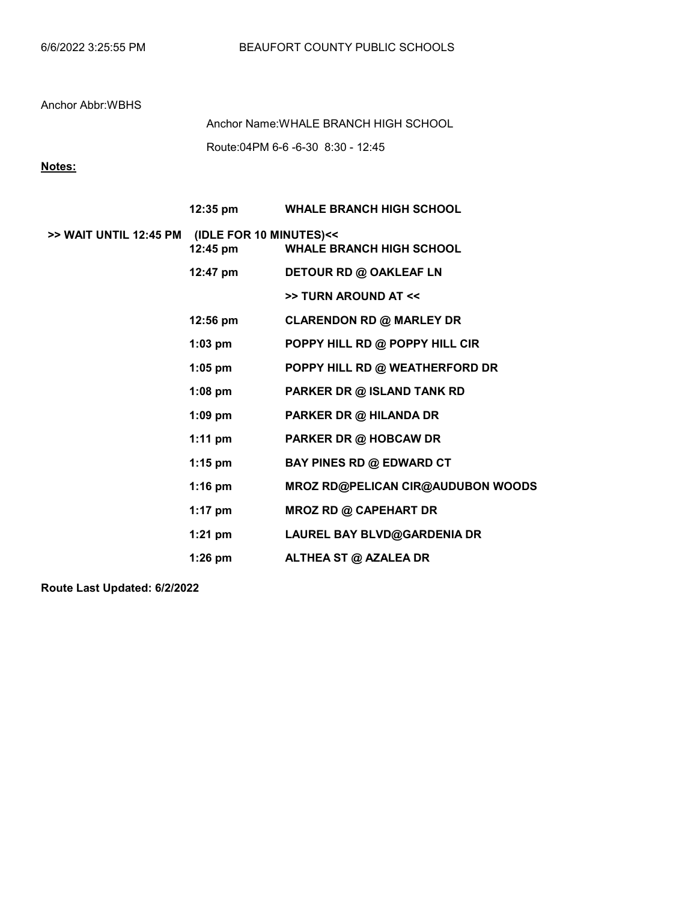Anchor Abbr:WBHS

Anchor Name:WHALE BRANCH HIGH SCHOOL

Route:04PM 6-6 -6-30 8:30 - 12:45

**Notes:**

| | | |
|---|---|---|
| | **12:35 pm** | **WHALE BRANCH HIGH SCHOOL** |
| **>> WAIT UNTIL 12:45 PM** | **(IDLE FOR 10 MINUTES)<<** | |
| | **12:45 pm** | **WHALE BRANCH HIGH SCHOOL** |
| | **12:47 pm** | **DETOUR RD @ OAKLEAF LN** |
| | | **>> TURN AROUND AT <<** |
| | **12:56 pm** | **CLARENDON RD @ MARLEY DR** |
| | **1:03 pm** | **POPPY HILL RD @ POPPY HILL CIR** |
| | **1:05 pm** | **POPPY HILL RD @ WEATHERFORD DR** |
| | **1:08 pm** | **PARKER DR @ ISLAND TANK RD** |
| | **1:09 pm** | **PARKER DR @ HILANDA DR** |
| | **1:11 pm** | **PARKER DR @ HOBCAW DR** |
| | **1:15 pm** | **BAY PINES RD @ EDWARD CT** |
| | **1:16 pm** | **MROZ RD@PELICAN CIR@AUDUBON WOODS** |
| | **1:17 pm** | **MROZ RD @ CAPEHART DR** |
| | **1:21 pm** | **LAUREL BAY BLVD@GARDENIA DR** |
| | **1:26 pm** | **ALTHEA ST @ AZALEA DR** |

**Route Last Updated: 6/2/2022**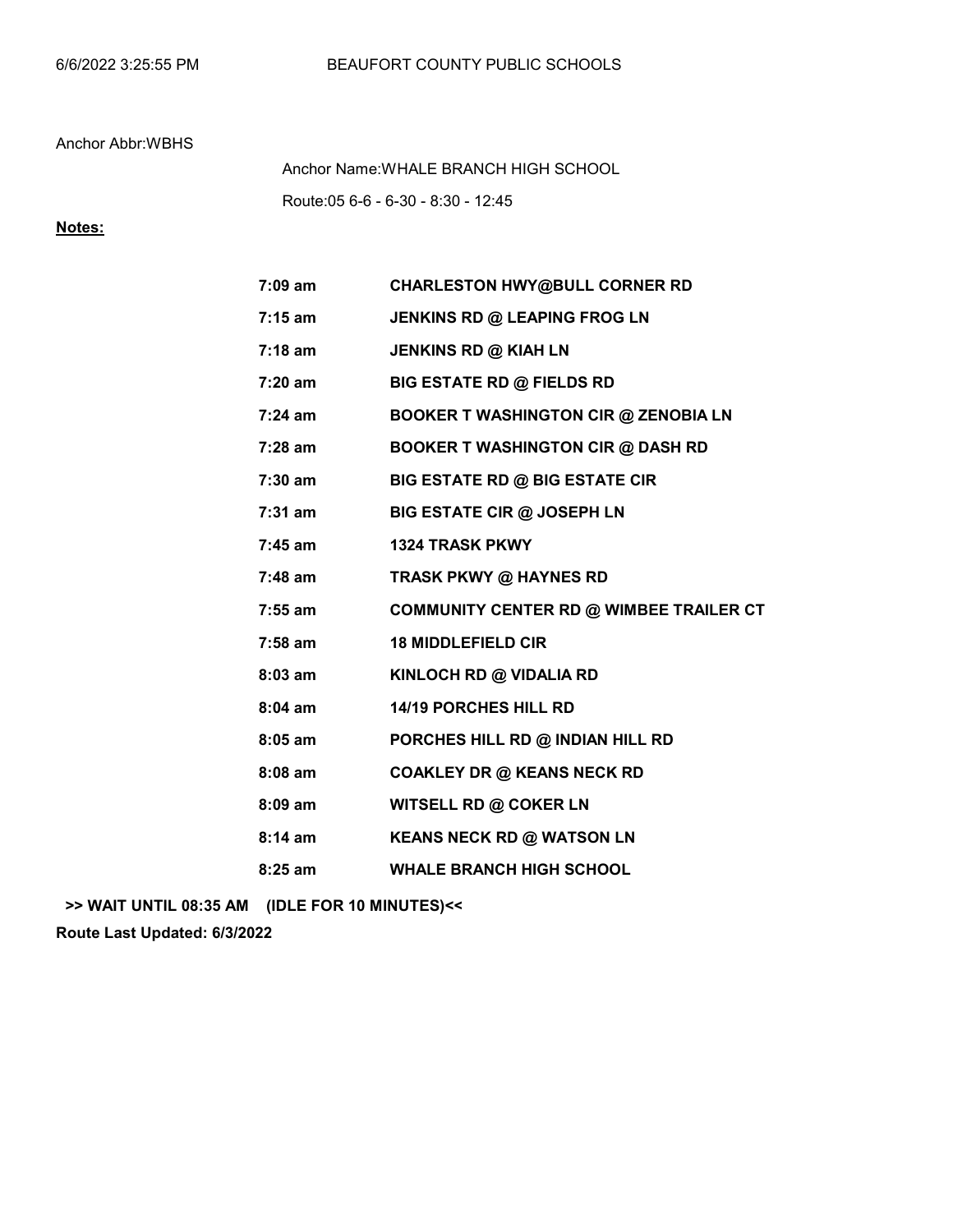Anchor Abbr:WBHS

Anchor Name:WHALE BRANCH HIGH SCHOOL

Route:05 6-6 - 6-30 - 8:30 - 12:45

**Notes:**

| | |
|---|---|
| **7:09 am** | **CHARLESTON HWY@BULL CORNER RD** |
| **7:15 am** | **JENKINS RD @ LEAPING FROG LN** |
| **7:18 am** | **JENKINS RD @ KIAH LN** |
| **7:20 am** | **BIG ESTATE RD @ FIELDS RD** |
| **7:24 am** | **BOOKER T WASHINGTON CIR @ ZENOBIA LN** |
| **7:28 am** | **BOOKER T WASHINGTON CIR @ DASH RD** |
| **7:30 am** | **BIG ESTATE RD @ BIG ESTATE CIR** |
| **7:31 am** | **BIG ESTATE CIR @ JOSEPH LN** |
| **7:45 am** | **1324 TRASK PKWY** |
| **7:48 am** | **TRASK PKWY @ HAYNES RD** |
| **7:55 am** | **COMMUNITY CENTER RD @ WIMBEE TRAILER CT** |
| **7:58 am** | **18 MIDDLEFIELD CIR** |
| **8:03 am** | **KINLOCH RD @ VIDALIA RD** |
| **8:04 am** | **14/19 PORCHES HILL RD** |
| **8:05 am** | **PORCHES HILL RD @ INDIAN HILL RD** |
| **8:08 am** | **COAKLEY DR @ KEANS NECK RD** |
| **8:09 am** | **WITSELL RD @ COKER LN** |
| **8:14 am** | **KEANS NECK RD @ WATSON LN** |
| **8:25 am** | **WHALE BRANCH HIGH SCHOOL** |

**>> WAIT UNTIL 08:35 AM (IDLE FOR 10 MINUTES)<<**

**Route Last Updated: 6/3/2022**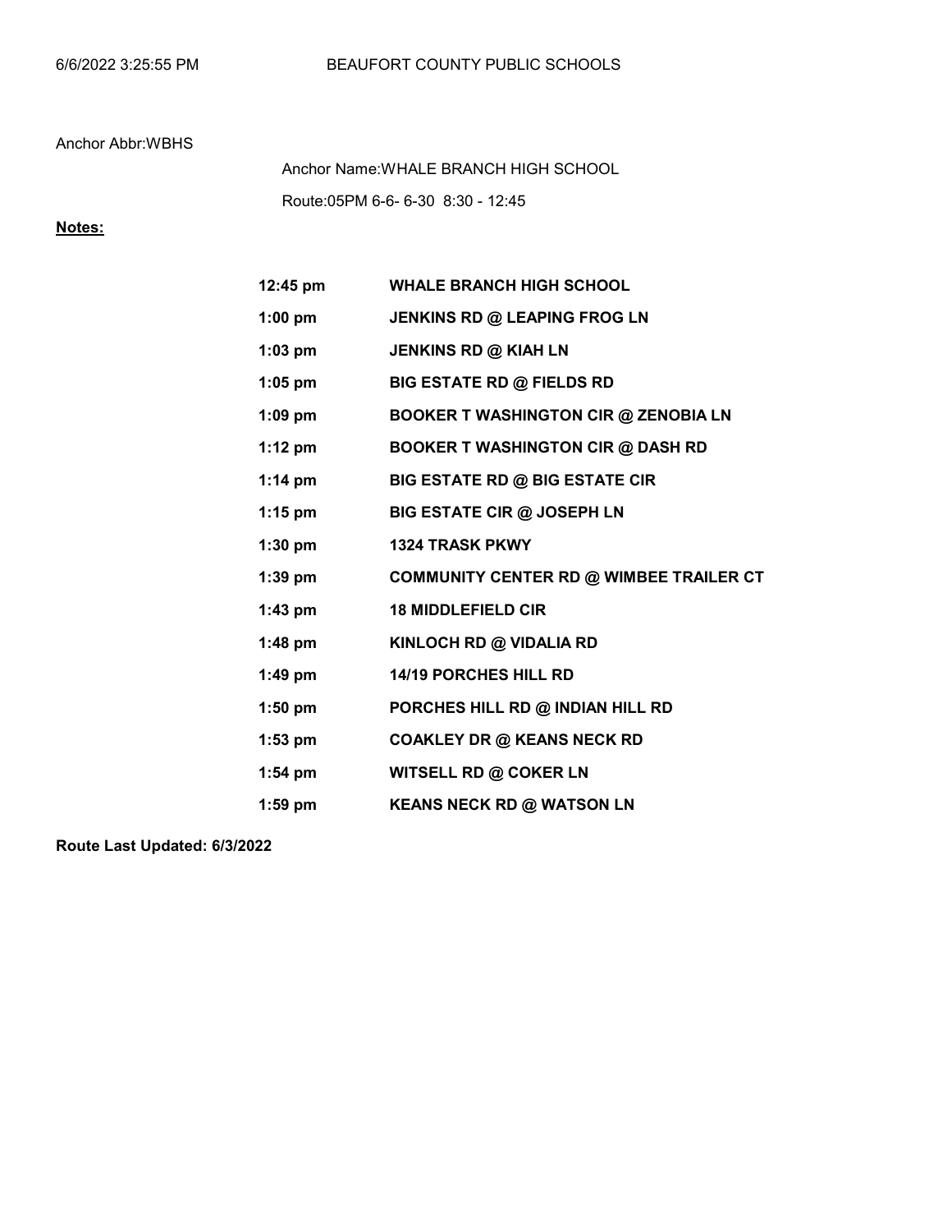Anchor Abbr:WBHS

Anchor Name:WHALE BRANCH HIGH SCHOOL

Route:05PM 6-6- 6-30 8:30 - 12:45

**Notes:**

| | |
|---|---|
| **12:45 pm** | **WHALE BRANCH HIGH SCHOOL** |
| **1:00 pm** | **JENKINS RD @ LEAPING FROG LN** |
| **1:03 pm** | **JENKINS RD @ KIAH LN** |
| **1:05 pm** | **BIG ESTATE RD @ FIELDS RD** |
| **1:09 pm** | **BOOKER T WASHINGTON CIR @ ZENOBIA LN** |
| **1:12 pm** | **BOOKER T WASHINGTON CIR @ DASH RD** |
| **1:14 pm** | **BIG ESTATE RD @ BIG ESTATE CIR** |
| **1:15 pm** | **BIG ESTATE CIR @ JOSEPH LN** |
| **1:30 pm** | **1324 TRASK PKWY** |
| **1:39 pm** | **COMMUNITY CENTER RD @ WIMBEE TRAILER CT** |
| **1:43 pm** | **18 MIDDLEFIELD CIR** |
| **1:48 pm** | **KINLOCH RD @ VIDALIA RD** |
| **1:49 pm** | **14/19 PORCHES HILL RD** |
| **1:50 pm** | **PORCHES HILL RD @ INDIAN HILL RD** |
| **1:53 pm** | **COAKLEY DR @ KEANS NECK RD** |
| **1:54 pm** | **WITSELL RD @ COKER LN** |
| **1:59 pm** | **KEANS NECK RD @ WATSON LN** |

**Route Last Updated: 6/3/2022**